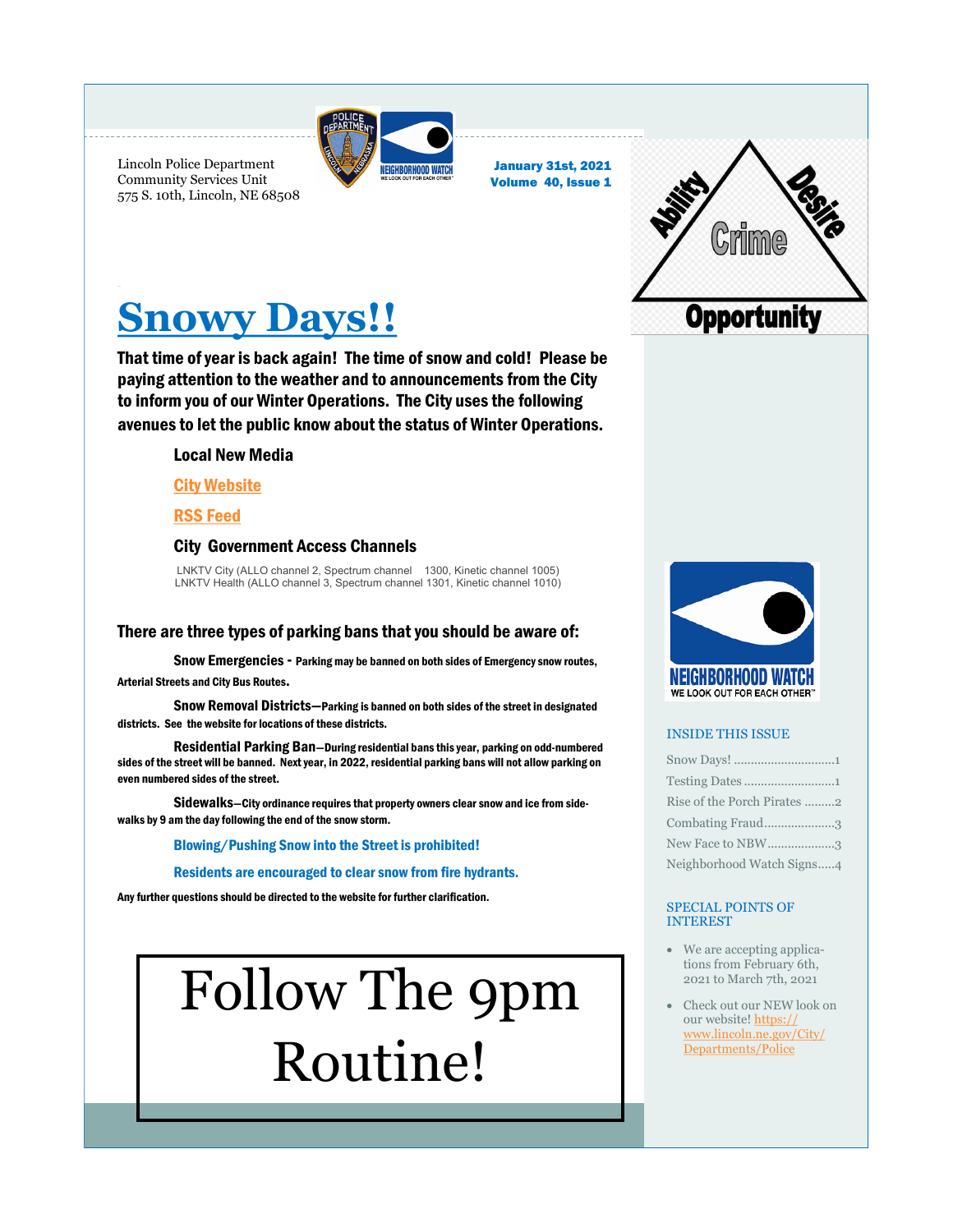Lincoln Police Department
Community Services Unit
575 S. 10th, Lincoln, NE 68508

January 31st, 2021
Volume 40, Issue 1

# Snowy Days!!

**That time of year is back again! The time of snow and cold! Please be paying attention to the weather and to announcements from the City to inform you of our Winter Operations. The City uses the following avenues to let the public know about the status of Winter Operations.**

**Local New Media**

**City Website**

**RSS Feed**

**City Government Access Channels**

LNKTV City (ALLO channel 2, Spectrum channel 1300, Kinetic channel 1005)
LNKTV Health (ALLO channel 3, Spectrum channel 1301, Kinetic channel 1010)

**There are three types of parking bans that you should be aware of:**

**Snow Emergencies - Parking may be banned on both sides of Emergency snow routes, Arterial Streets and City Bus Routes.**

**Snow Removal Districts—Parking is banned on both sides of the street in designated districts. See the website for locations of these districts.**

**Residential Parking Ban—During residential bans this year, parking on odd-numbered sides of the street will be banned. Next year, in 2022, residential parking bans will not allow parking on even numbered sides of the street.**

**Sidewalks—City ordinance requires that property owners clear snow and ice from sidewalks by 9 am the day following the end of the snow storm.**

**Blowing/Pushing Snow into the Street is prohibited!**

**Residents are encouraged to clear snow from fire hydrants.**

**Any further questions should be directed to the website for further clarification.**

## Follow The 9pm Routine!

Ability — Desire — Opportunity — Crime

NEIGHBORHOOD WATCH
WE LOOK OUT FOR EACH OTHER

### INSIDE THIS ISSUE

- Snow Days! ....1
- Testing Dates ....1
- Rise of the Porch Pirates ....2
- Combating Fraud....3
- New Face to NBW....3
- Neighborhood Watch Signs....4

### SPECIAL POINTS OF INTEREST

- We are accepting applications from February 6th, 2021 to March 7th, 2021
- Check out our NEW look on our website! https://www.lincoln.ne.gov/City/Departments/Police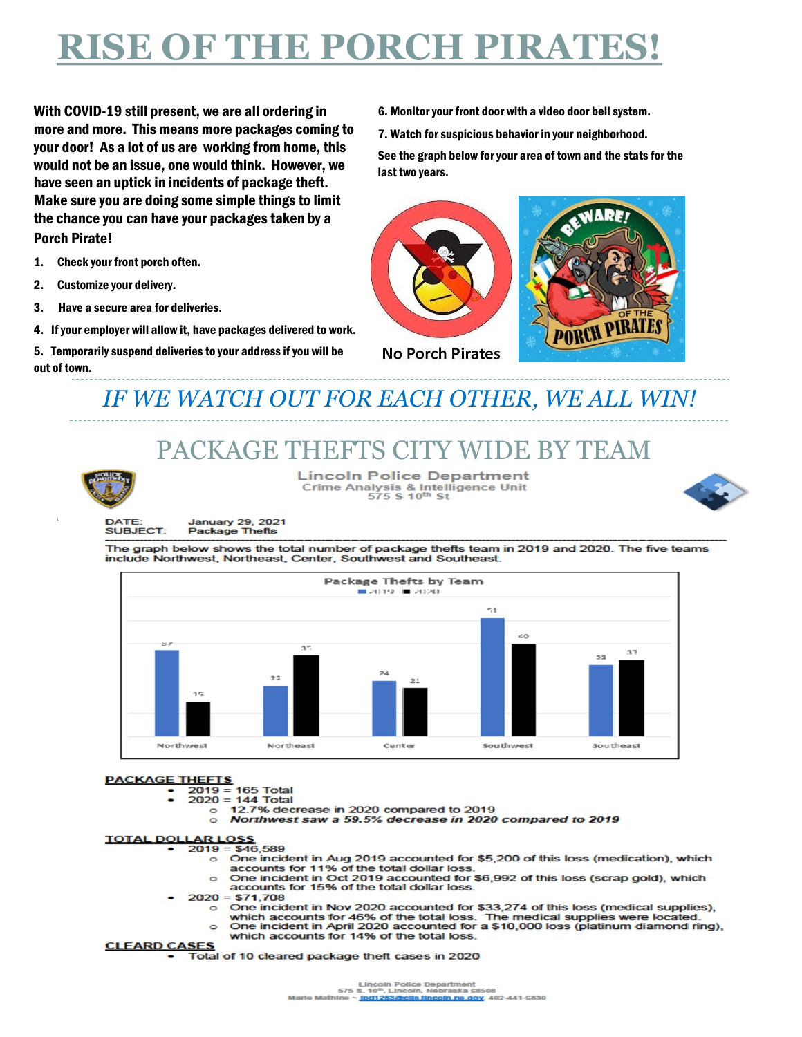# RISE OF THE PORCH PIRATES!

**With COVID-19 still present, we are all ordering in more and more. This means more packages coming to your door! As a lot of us are working from home, this would not be an issue, one would think. However, we have seen an uptick in incidents of package theft. Make sure you are doing some simple things to limit the chance you can have your packages taken by a Porch Pirate!**

1. **Check your front porch often.**
2. **Customize your delivery.**
3. **Have a secure area for deliveries.**
4. **If your employer will allow it, have packages delivered to work.**
5. **Temporarily suspend deliveries to your address if you will be out of town.**
6. **Monitor your front door with a video door bell system.**
7. **Watch for suspicious behavior in your neighborhood.**

**See the graph below for your area of town and the stats for the last two years.**

No Porch Pirates

*IF WE WATCH OUT FOR EACH OTHER, WE ALL WIN!*

## PACKAGE THEFTS CITY WIDE BY TEAM

**Lincoln Police Department**
Crime Analysis & Intelligence Unit
575 S 10th St

DATE: January 29, 2021
SUBJECT: Package Thefts

The graph below shows the total number of package thefts team in 2019 and 2020. The five teams include Northwest, Northeast, Center, Southwest and Southeast.

Package Thefts by Team

| Team | 2019 | 2020 |
|---|---|---|
| Northwest | 37 | 15 |
| Northeast | 22 | 35 |
| Center | 24 | 21 |
| Southwest | 51 | 40 |
| Southeast | 31 | 33 |

**PACKAGE THEFTS**

- 2019 = 165 Total
- 2020 = 144 Total
  - 12.7% decrease in 2020 compared to 2019
  - ***Northwest saw a 59.5% decrease in 2020 compared to 2019***

**TOTAL DOLLAR LOSS**

- 2019 = $46,589
  - One incident in Aug 2019 accounted for $5,200 of this loss (medication), which accounts for 11% of the total dollar loss.
  - One incident in Oct 2019 accounted for $6,992 of this loss (scrap gold), which accounts for 15% of the total dollar loss.
- 2020 = $71,708
  - One incident in Nov 2020 accounted for $33,274 of this loss (medical supplies), which accounts for 46% of the total loss. The medical supplies were located.
  - One incident in April 2020 accounted for a $10,000 loss (platinum diamond ring), which accounts for 14% of the total loss.

**CLEARD CASES**

- Total of 10 cleared package theft cases in 2020

Lincoln Police Department
575 S. 10th, Lincoln, Nebraska 68508
Marie Mathine ~ lpd1283@cjis.lincoln.ne.gov, 402-441-6830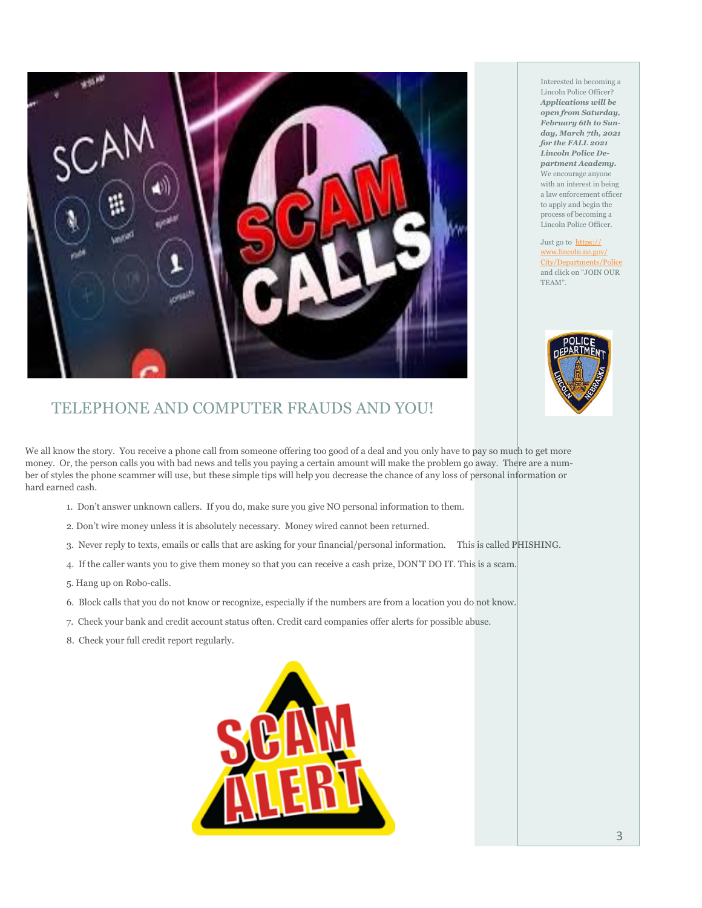# TELEPHONE AND COMPUTER FRAUDS AND YOU!

We all know the story. You receive a phone call from someone offering too good of a deal and you only have to pay so much to get more money. Or, the person calls you with bad news and tells you paying a certain amount will make the problem go away. There are a number of styles the phone scammer will use, but these simple tips will help you decrease the chance of any loss of personal information or hard earned cash.

1. Don't answer unknown callers. If you do, make sure you give NO personal information to them.
2. Don't wire money unless it is absolutely necessary. Money wired cannot been returned.
3. Never reply to texts, emails or calls that are asking for your financial/personal information. This is called PHISHING.
4. If the caller wants you to give them money so that you can receive a cash prize, DON'T DO IT. This is a scam.
5. Hang up on Robo-calls.
6. Block calls that you do not know or recognize, especially if the numbers are from a location you do not know.
7. Check your bank and credit account status often. Credit card companies offer alerts for possible abuse.
8. Check your full credit report regularly.

Interested in becoming a Lincoln Police Officer? ***Applications will be open from Saturday, February 6th to Sunday, March 7th, 2021 for the FALL 2021 Lincoln Police Department Academy.*** We encourage anyone with an interest in being a law enforcement officer to apply and begin the process of becoming a Lincoln Police Officer.

Just go to https://www.lincoln.ne.gov/City/Departments/Police and click on "JOIN OUR TEAM".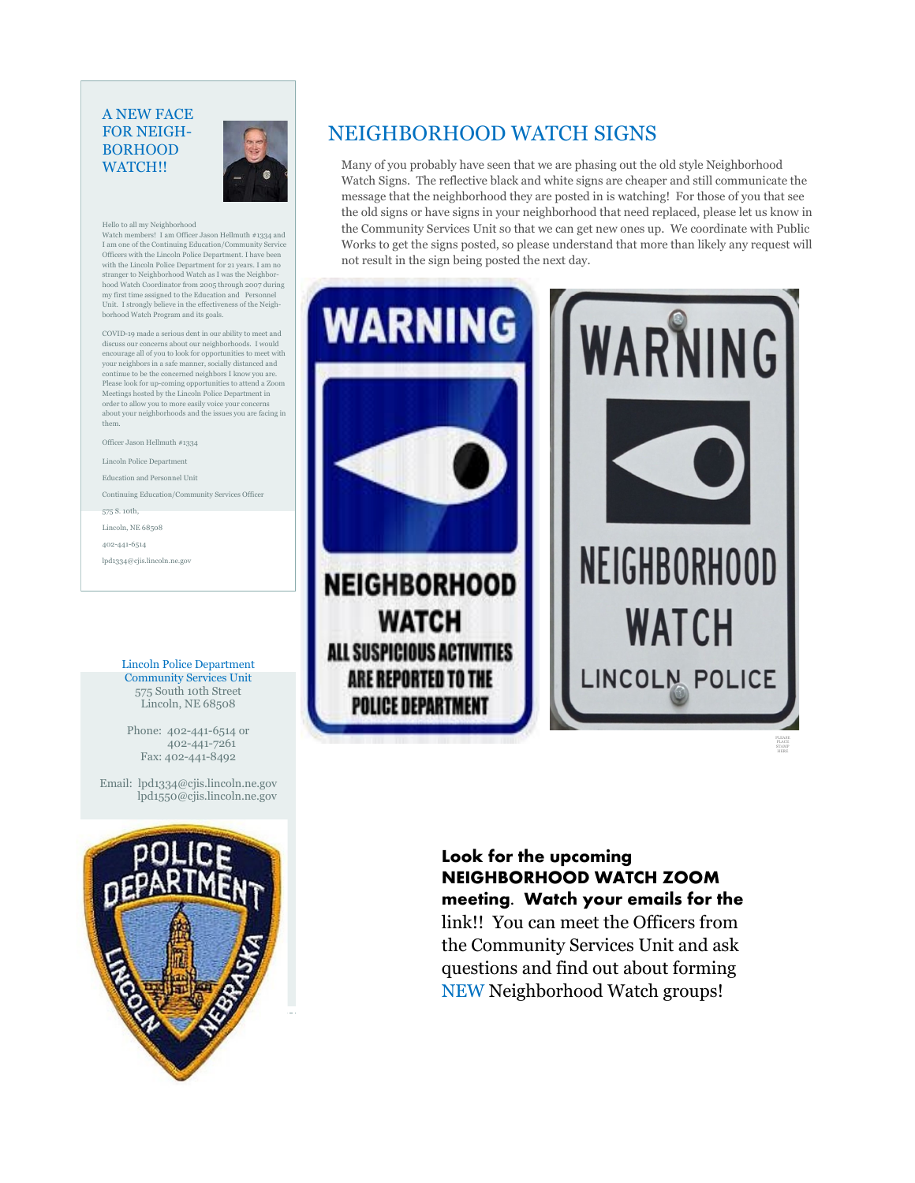## A NEW FACE FOR NEIGHBORHOOD WATCH!!

Hello to all my Neighborhood Watch members! I am Officer Jason Hellmuth #1334 and I am one of the Continuing Education/Community Service Officers with the Lincoln Police Department. I have been with the Lincoln Police Department for 21 years. I am no stranger to Neighborhood Watch as I was the Neighborhood Watch Coordinator from 2005 through 2007 during my first time assigned to the Education and Personnel Unit. I strongly believe in the effectiveness of the Neighborhood Watch Program and its goals.

COVID-19 made a serious dent in our ability to meet and discuss our concerns about our neighborhoods. I would encourage all of you to look for opportunities to meet with your neighbors in a safe manner, socially distanced and continue to be the concerned neighbors I know you are. Please look for up-coming opportunities to attend a Zoom Meetings hosted by the Lincoln Police Department in order to allow you to more easily voice your concerns about your neighborhoods and the issues you are facing in them.

Officer Jason Hellmuth #1334

Lincoln Police Department

Education and Personnel Unit

Continuing Education/Community Services Officer

575 S. 10th,

Lincoln, NE 68508

402-441-6514

lpd1334@cjis.lincoln.ne.gov

Lincoln Police Department
Community Services Unit
575 South 10th Street
Lincoln, NE 68508

Phone: 402-441-6514 or
402-441-7261
Fax: 402-441-8492

Email: lpd1334@cjis.lincoln.ne.gov
lpd1550@cjis.lincoln.ne.gov

## NEIGHBORHOOD WATCH SIGNS

Many of you probably have seen that we are phasing out the old style Neighborhood Watch Signs. The reflective black and white signs are cheaper and still communicate the message that the neighborhood they are posted in is watching! For those of you that see the old signs or have signs in your neighborhood that need replaced, please let us know in the Community Services Unit so that we can get new ones up. We coordinate with Public Works to get the signs posted, so please understand that more than likely any request will not result in the sign being posted the next day.

**Look for the upcoming NEIGHBORHOOD WATCH ZOOM meeting. Watch your emails for the** link!! You can meet the Officers from the Community Services Unit and ask questions and find out about forming NEW Neighborhood Watch groups!